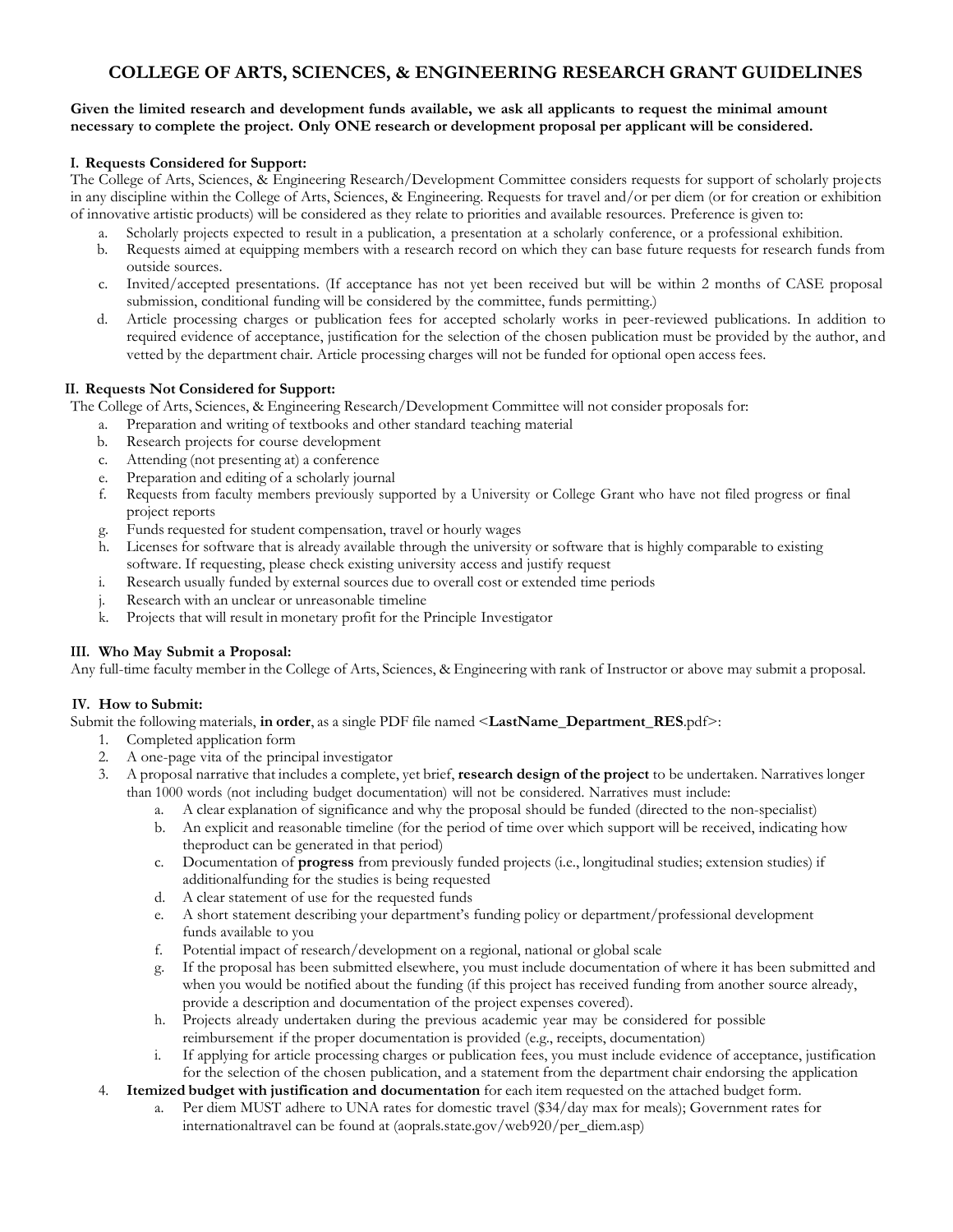# COLLEGE OF ARTS, SCIENCES, & ENGINEERING RESEARCH GRANT GUIDELINES

**Given the limited research and development funds available, we ask all applicants to request the minimal amount necessary to complete the project. Only ONE research or development proposal per applicant will be considered.**

### I. Requests Considered for Support:

The College of Arts, Sciences, & Engineering Research/Development Committee considers requests for support of scholarly projects in any discipline within the College of Arts, Sciences, & Engineering. Requests for travel and/or per diem (or for creation or exhibition of innovative artistic products) will be considered as they relate to priorities and available resources. Preference is given to:

a. Scholarly projects expected to result in a publication, a presentation at a scholarly conference, or a professional exhibition.
b. Requests aimed at equipping members with a research record on which they can base future requests for research funds from outside sources.
c. Invited/accepted presentations. (If acceptance has not yet been received but will be within 2 months of CASE proposal submission, conditional funding will be considered by the committee, funds permitting.)
d. Article processing charges or publication fees for accepted scholarly works in peer-reviewed publications. In addition to required evidence of acceptance, justification for the selection of the chosen publication must be provided by the author, and vetted by the department chair. Article processing charges will not be funded for optional open access fees.

### II. Requests Not Considered for Support:

The College of Arts, Sciences, & Engineering Research/Development Committee will not consider proposals for:

a. Preparation and writing of textbooks and other standard teaching material
b. Research projects for course development
c. Attending (not presenting at) a conference
e. Preparation and editing of a scholarly journal
f. Requests from faculty members previously supported by a University or College Grant who have not filed progress or final project reports
g. Funds requested for student compensation, travel or hourly wages
h. Licenses for software that is already available through the university or software that is highly comparable to existing software. If requesting, please check existing university access and justify request
i. Research usually funded by external sources due to overall cost or extended time periods
j. Research with an unclear or unreasonable timeline
k. Projects that will result in monetary profit for the Principle Investigator

### III. Who May Submit a Proposal:

Any full-time faculty member in the College of Arts, Sciences, & Engineering with rank of Instructor or above may submit a proposal.

### IV. How to Submit:

Submit the following materials, **in order**, as a single PDF file named <**LastName_Department_RES**.pdf>:

1. Completed application form
2. A one-page vita of the principal investigator
3. A proposal narrative that includes a complete, yet brief, **research design of the project** to be undertaken. Narratives longer than 1000 words (not including budget documentation) will not be considered. Narratives must include:
   a. A clear explanation of significance and why the proposal should be funded (directed to the non-specialist)
   b. An explicit and reasonable timeline (for the period of time over which support will be received, indicating how theproduct can be generated in that period)
   c. Documentation of **progress** from previously funded projects (i.e., longitudinal studies; extension studies) if additionalfunding for the studies is being requested
   d. A clear statement of use for the requested funds
   e. A short statement describing your department's funding policy or department/professional development funds available to you
   f. Potential impact of research/development on a regional, national or global scale
   g. If the proposal has been submitted elsewhere, you must include documentation of where it has been submitted and when you would be notified about the funding (if this project has received funding from another source already, provide a description and documentation of the project expenses covered).
   h. Projects already undertaken during the previous academic year may be considered for possible reimbursement if the proper documentation is provided (e.g., receipts, documentation)
   i. If applying for article processing charges or publication fees, you must include evidence of acceptance, justification for the selection of the chosen publication, and a statement from the department chair endorsing the application
4. **Itemized budget with justification and documentation** for each item requested on the attached budget form.
   a. Per diem MUST adhere to UNA rates for domestic travel ($34/day max for meals); Government rates for internationaltravel can be found at (aoprals.state.gov/web920/per_diem.asp)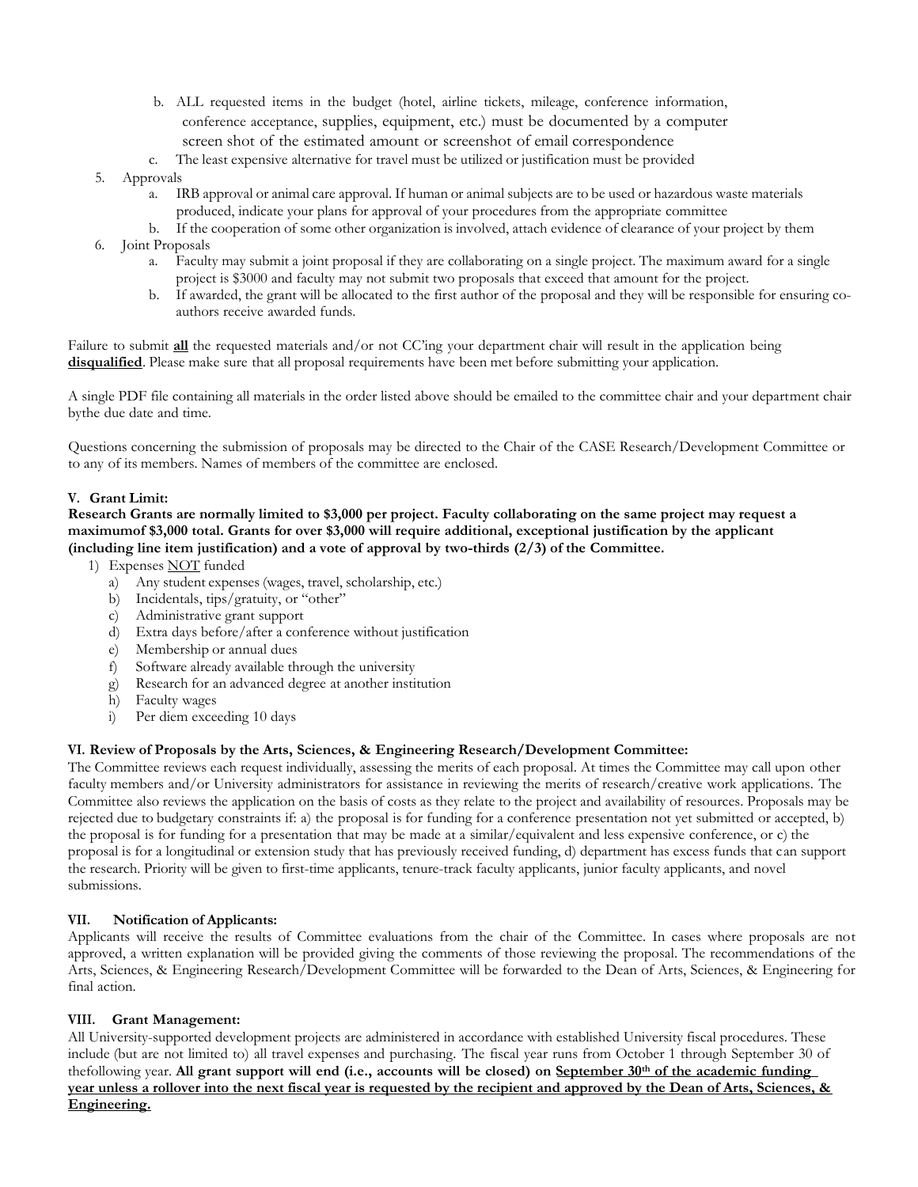b. ALL requested items in the budget (hotel, airline tickets, mileage, conference information, conference acceptance, supplies, equipment, etc.) must be documented by a computer screen shot of the estimated amount or screenshot of email correspondence
   c. The least expensive alternative for travel must be utilized or justification must be provided

5. Approvals
   a. IRB approval or animal care approval. If human or animal subjects are to be used or hazardous waste materials produced, indicate your plans for approval of your procedures from the appropriate committee
   b. If the cooperation of some other organization is involved, attach evidence of clearance of your project by them
6. Joint Proposals
   a. Faculty may submit a joint proposal if they are collaborating on a single project. The maximum award for a single project is $3000 and faculty may not submit two proposals that exceed that amount for the project.
   b. If awarded, the grant will be allocated to the first author of the proposal and they will be responsible for ensuring co-authors receive awarded funds.

Failure to submit **<u>all</u>** the requested materials and/or not CC'ing your department chair will result in the application being **<u>disqualified</u>**. Please make sure that all proposal requirements have been met before submitting your application.

A single PDF file containing all materials in the order listed above should be emailed to the committee chair and your department chair bythe due date and time.

Questions concerning the submission of proposals may be directed to the Chair of the CASE Research/Development Committee or to any of its members. Names of members of the committee are enclosed.

### V. Grant Limit:

**Research Grants are normally limited to $3,000 per project. Faculty collaborating on the same project may request a maximumof $3,000 total. Grants for over $3,000 will require additional, exceptional justification by the applicant (including line item justification) and a vote of approval by two-thirds (2/3) of the Committee.**

1) Expenses <u>NOT</u> funded
   a) Any student expenses (wages, travel, scholarship, etc.)
   b) Incidentals, tips/gratuity, or "other"
   c) Administrative grant support
   d) Extra days before/after a conference without justification
   e) Membership or annual dues
   f) Software already available through the university
   g) Research for an advanced degree at another institution
   h) Faculty wages
   i) Per diem exceeding 10 days

### VI. Review of Proposals by the Arts, Sciences, & Engineering Research/Development Committee:

The Committee reviews each request individually, assessing the merits of each proposal. At times the Committee may call upon other faculty members and/or University administrators for assistance in reviewing the merits of research/creative work applications. The Committee also reviews the application on the basis of costs as they relate to the project and availability of resources. Proposals may be rejected due to budgetary constraints if: a) the proposal is for funding for a conference presentation not yet submitted or accepted, b) the proposal is for funding for a presentation that may be made at a similar/equivalent and less expensive conference, or c) the proposal is for a longitudinal or extension study that has previously received funding, d) department has excess funds that can support the research. Priority will be given to first-time applicants, tenure-track faculty applicants, junior faculty applicants, and novel submissions.

### VII. Notification of Applicants:

Applicants will receive the results of Committee evaluations from the chair of the Committee. In cases where proposals are not approved, a written explanation will be provided giving the comments of those reviewing the proposal. The recommendations of the Arts, Sciences, & Engineering Research/Development Committee will be forwarded to the Dean of Arts, Sciences, & Engineering for final action.

### VIII. Grant Management:

All University-supported development projects are administered in accordance with established University fiscal procedures. These include (but are not limited to) all travel expenses and purchasing. The fiscal year runs from October 1 through September 30 of thefollowing year. **All grant support will end (i.e., accounts will be closed) on <u>September 30th of the academic funding year unless a rollover into the next fiscal year is requested by the recipient and approved by the Dean of Arts, Sciences, & Engineering.</u>**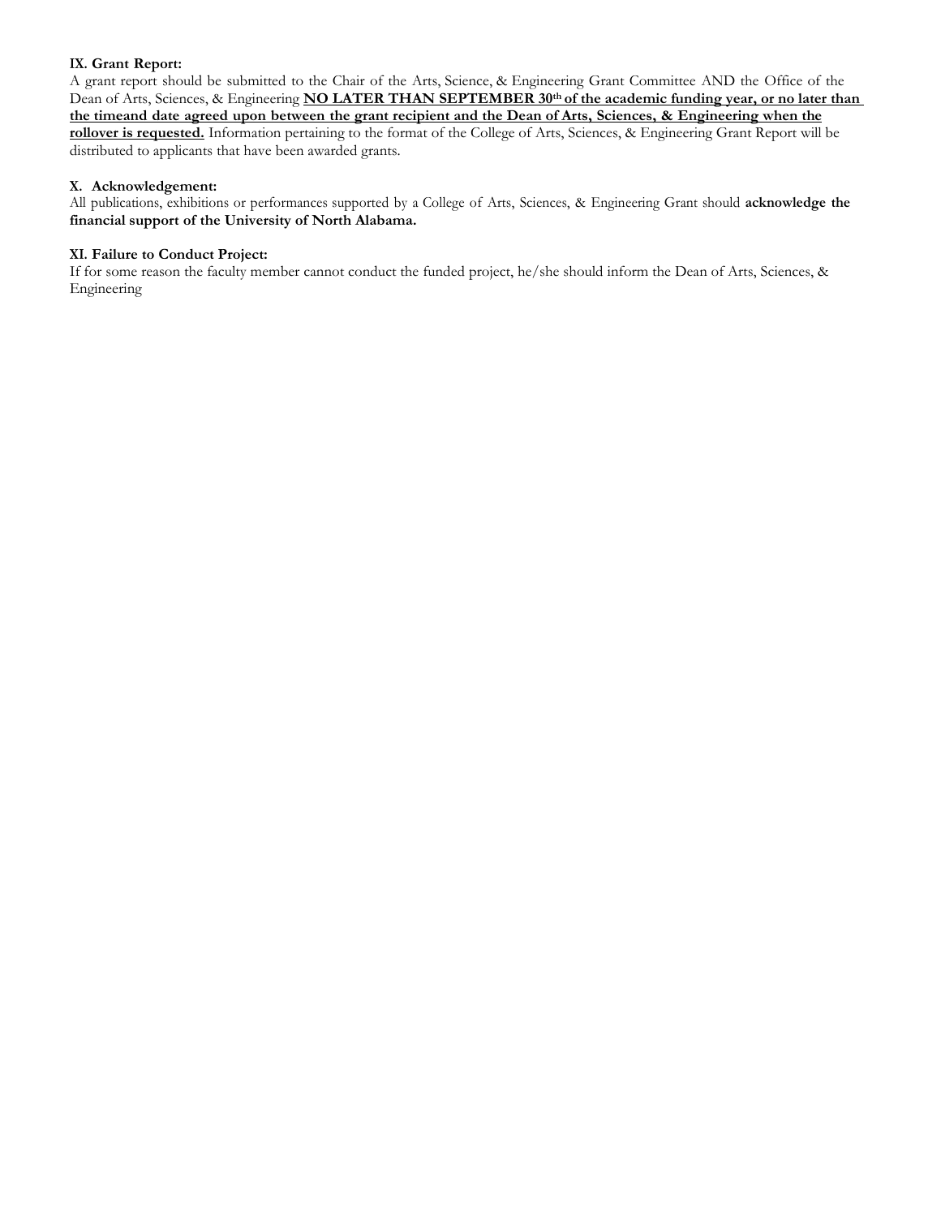**IX. Grant Report:**

A grant report should be submitted to the Chair of the Arts, Science, & Engineering Grant Committee AND the Office of the Dean of Arts, Sciences, & Engineering **NO LATER THAN SEPTEMBER 30th of the academic funding year, or no later than the timeand date agreed upon between the grant recipient and the Dean of Arts, Sciences, & Engineering when the rollover is requested.** Information pertaining to the format of the College of Arts, Sciences, & Engineering Grant Report will be distributed to applicants that have been awarded grants.

**X. Acknowledgement:**

All publications, exhibitions or performances supported by a College of Arts, Sciences, & Engineering Grant should **acknowledge the financial support of the University of North Alabama.**

**XI. Failure to Conduct Project:**

If for some reason the faculty member cannot conduct the funded project, he/she should inform the Dean of Arts, Sciences, & Engineering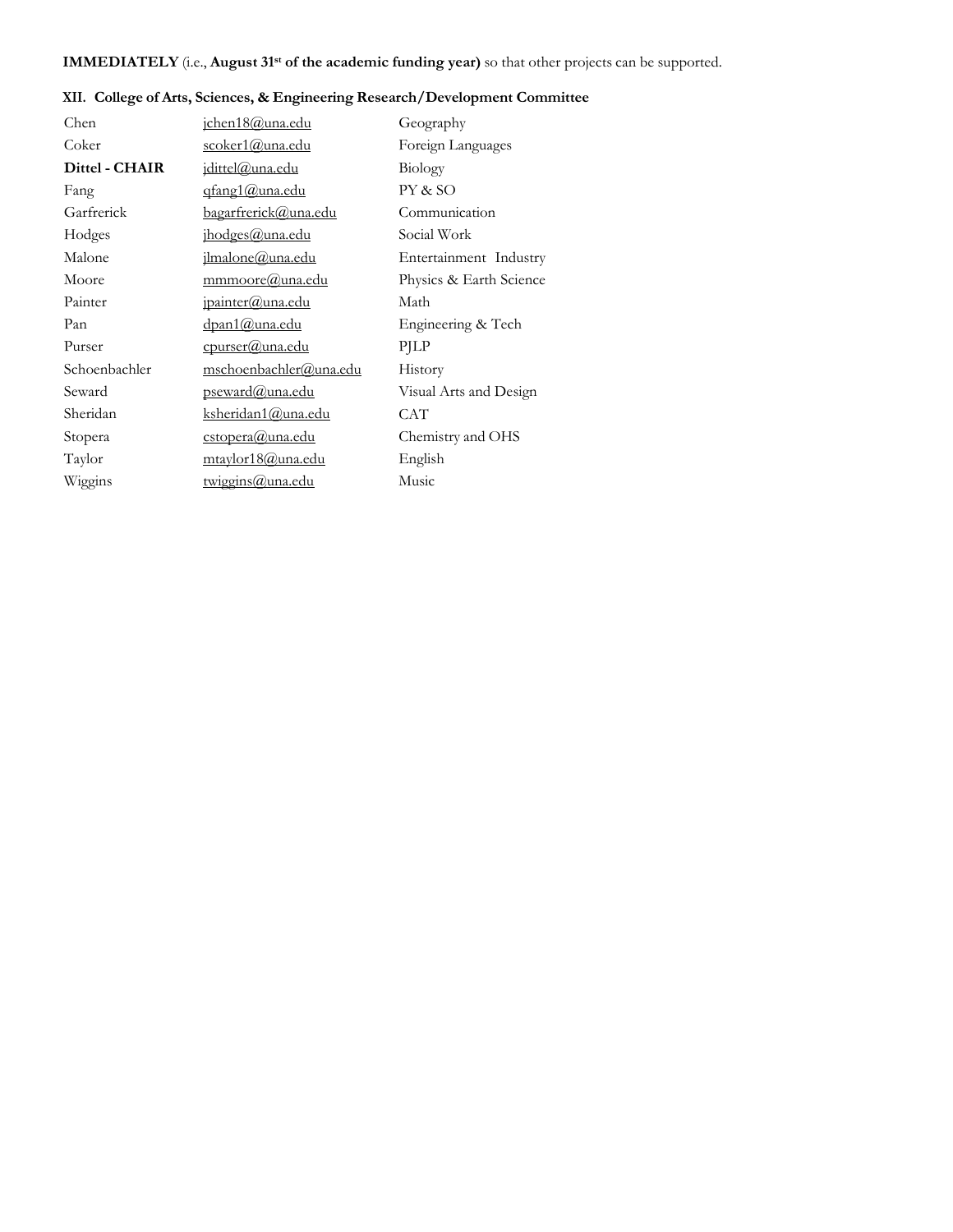**IMMEDIATELY** (i.e., **August 31st of the academic funding year)** so that other projects can be supported.

### XII. College of Arts, Sciences, & Engineering Research/Development Committee

| | | |
|---|---|---|
| Chen | jchen18@una.edu | Geography |
| Coker | scoker1@una.edu | Foreign Languages |
| **Dittel - CHAIR** | jdittel@una.edu | Biology |
| Fang | qfang1@una.edu | PY & SO |
| Garfrerick | bagarfrerick@una.edu | Communication |
| Hodges | jhodges@una.edu | Social Work |
| Malone | jlmalone@una.edu | Entertainment Industry |
| Moore | mmmoore@una.edu | Physics & Earth Science |
| Painter | jpainter@una.edu | Math |
| Pan | dpan1@una.edu | Engineering & Tech |
| Purser | cpurser@una.edu | PJLP |
| Schoenbachler | mschoenbachler@una.edu | History |
| Seward | pseward@una.edu | Visual Arts and Design |
| Sheridan | ksheridan1@una.edu | CAT |
| Stopera | cstopera@una.edu | Chemistry and OHS |
| Taylor | mtaylor18@una.edu | English |
| Wiggins | twiggins@una.edu | Music |